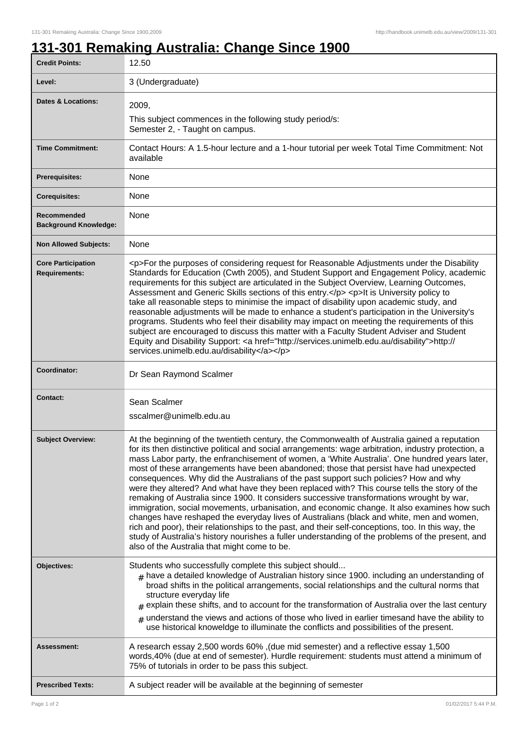# 131-301 Remaking Australia: Change Since 1900

| | |
|---|---|
| **Credit Points:** | 12.50 |
| **Level:** | 3 (Undergraduate) |
| **Dates & Locations:** | 2009,<br>This subject commences in the following study period/s:<br>Semester 2, - Taught on campus. |
| **Time Commitment:** | Contact Hours: A 1.5-hour lecture and a 1-hour tutorial per week Total Time Commitment: Not available |
| **Prerequisites:** | None |
| **Corequisites:** | None |
| **Recommended Background Knowledge:** | None |
| **Non Allowed Subjects:** | None |
| **Core Participation Requirements:** | <p>For the purposes of considering request for Reasonable Adjustments under the Disability Standards for Education (Cwth 2005), and Student Support and Engagement Policy, academic requirements for this subject are articulated in the Subject Overview, Learning Outcomes, Assessment and Generic Skills sections of this entry.</p> <p>It is University policy to take all reasonable steps to minimise the impact of disability upon academic study, and reasonable adjustments will be made to enhance a student's participation in the University's programs. Students who feel their disability may impact on meeting the requirements of this subject are encouraged to discuss this matter with a Faculty Student Adviser and Student Equity and Disability Support: <a href="http://services.unimelb.edu.au/disability">http://services.unimelb.edu.au/disability</a></p> |
| **Coordinator:** | Dr Sean Raymond Scalmer |
| **Contact:** | Sean Scalmer<br>sscalmer@unimelb.edu.au |
| **Subject Overview:** | At the beginning of the twentieth century, the Commonwealth of Australia gained a reputation for its then distinctive political and social arrangements: wage arbitration, industry protection, a mass Labor party, the enfranchisement of women, a 'White Australia'. One hundred years later, most of these arrangements have been abandoned; those that persist have had unexpected consequences. Why did the Australians of the past support such policies? How and why were they altered? And what have they been replaced with? This course tells the story of the remaking of Australia since 1900. It considers successive transformations wrought by war, immigration, social movements, urbanisation, and economic change. It also examines how such changes have reshaped the everyday lives of Australians (black and white, men and women, rich and poor), their relationships to the past, and their self-conceptions, too. In this way, the study of Australia's history nourishes a fuller understanding of the problems of the present, and also of the Australia that might come to be. |
| **Objectives:** | Students who successfully complete this subject should...<br># have a detailed knowledge of Australian history since 1900. including an understanding of broad shifts in the political arrangements, social relationships and the cultural norms that structure everyday life<br># explain these shifts, and to account for the transformation of Australia over the last century<br># understand the views and actions of those who lived in earlier timesand have the ability to use historical knoweldge to illuminate the conflicts and possibilities of the present. |
| **Assessment:** | A research essay 2,500 words 60% ,(due mid semester) and a reflective essay 1,500 words,40% (due at end of semester). Hurdle requirement: students must attend a minimum of 75% of tutorials in order to be pass this subject. |
| **Prescribed Texts:** | A subject reader will be available at the beginning of semester |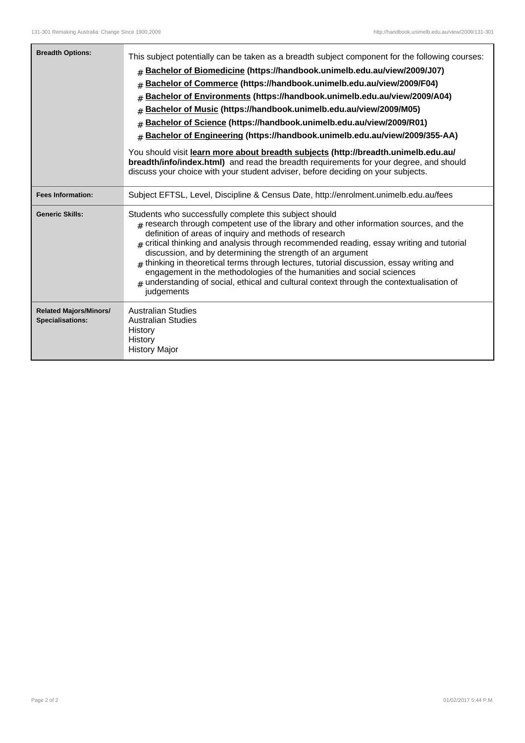| | |
|---|---|
| **Breadth Options:** | This subject potentially can be taken as a breadth subject component for the following courses:<br># **Bachelor of Biomedicine (https://handbook.unimelb.edu.au/view/2009/J07)**<br># **Bachelor of Commerce (https://handbook.unimelb.edu.au/view/2009/F04)**<br># **Bachelor of Environments (https://handbook.unimelb.edu.au/view/2009/A04)**<br># **Bachelor of Music (https://handbook.unimelb.edu.au/view/2009/M05)**<br># **Bachelor of Science (https://handbook.unimelb.edu.au/view/2009/R01)**<br># **Bachelor of Engineering (https://handbook.unimelb.edu.au/view/2009/355-AA)**<br><br>You should visit **learn more about breadth subjects (http://breadth.unimelb.edu.au/breadth/info/index.html)** and read the breadth requirements for your degree, and should discuss your choice with your student adviser, before deciding on your subjects. |
| **Fees Information:** | Subject EFTSL, Level, Discipline & Census Date, http://enrolment.unimelb.edu.au/fees |
| **Generic Skills:** | Students who successfully complete this subject should<br># research through competent use of the library and other information sources, and the definition of areas of inquiry and methods of research<br># critical thinking and analysis through recommended reading, essay writing and tutorial discussion, and by determining the strength of an argument<br># thinking in theoretical terms through lectures, tutorial discussion, essay writing and engagement in the methodologies of the humanities and social sciences<br># understanding of social, ethical and cultural context through the contextualisation of judgements |
| **Related Majors/Minors/ Specialisations:** | Australian Studies<br>Australian Studies<br>History<br>History<br>History Major |